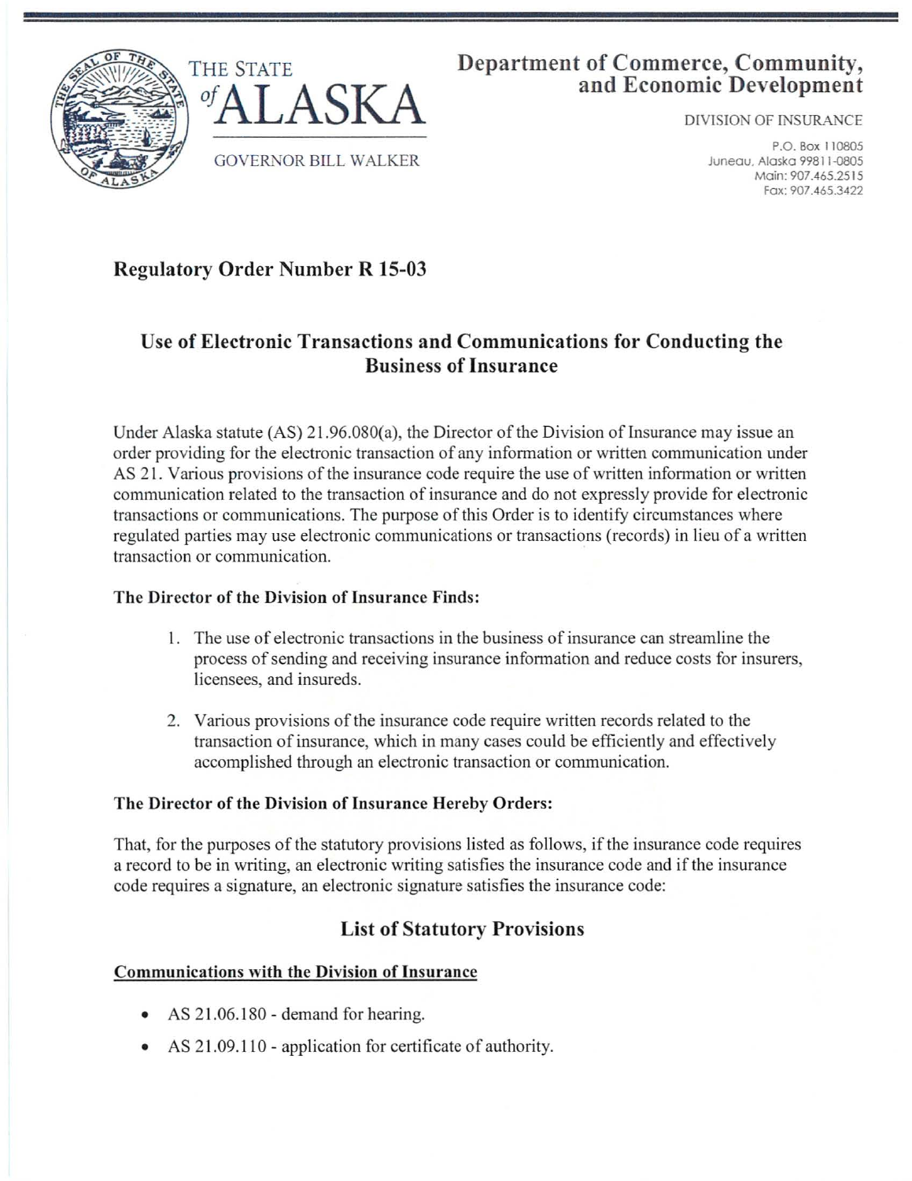THE STATE *of* ALASKA

GOVERNOR BILL WALKER

**Department of Commerce, Community, and Economic Development**

DIVISION OF INSURANCE

P.O. Box 110805
Juneau, Alaska 99811-0805
Main: 907.465.2515
Fax: 907.465.3422

## Regulatory Order Number R 15-03

## Use of Electronic Transactions and Communications for Conducting the Business of Insurance

Under Alaska statute (AS) 21.96.080(a), the Director of the Division of Insurance may issue an order providing for the electronic transaction of any information or written communication under AS 21. Various provisions of the insurance code require the use of written information or written communication related to the transaction of insurance and do not expressly provide for electronic transactions or communications. The purpose of this Order is to identify circumstances where regulated parties may use electronic communications or transactions (records) in lieu of a written transaction or communication.

**The Director of the Division of Insurance Finds:**

1. The use of electronic transactions in the business of insurance can streamline the process of sending and receiving insurance information and reduce costs for insurers, licensees, and insureds.
2. Various provisions of the insurance code require written records related to the transaction of insurance, which in many cases could be efficiently and effectively accomplished through an electronic transaction or communication.

**The Director of the Division of Insurance Hereby Orders:**

That, for the purposes of the statutory provisions listed as follows, if the insurance code requires a record to be in writing, an electronic writing satisfies the insurance code and if the insurance code requires a signature, an electronic signature satisfies the insurance code:

## List of Statutory Provisions

**Communications with the Division of Insurance**

- AS 21.06.180 - demand for hearing.
- AS 21.09.110 - application for certificate of authority.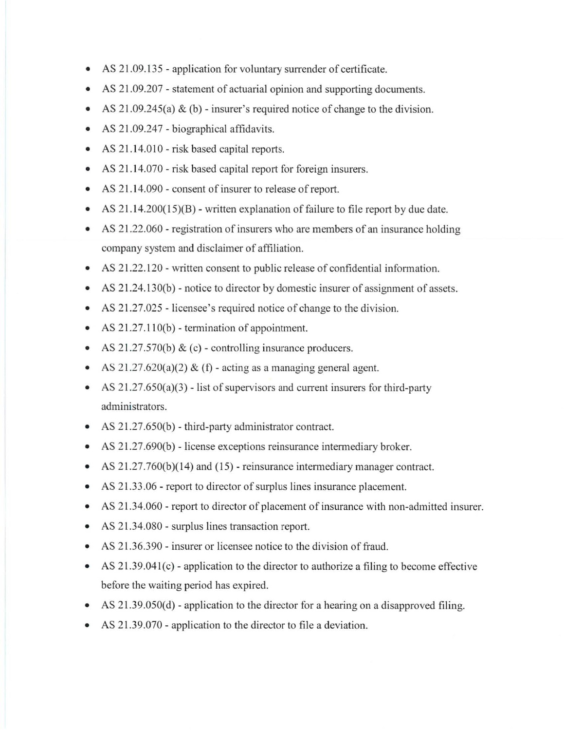- AS 21.09.135 - application for voluntary surrender of certificate.
- AS 21.09.207 - statement of actuarial opinion and supporting documents.
- AS 21.09.245(a) & (b) - insurer's required notice of change to the division.
- AS 21.09.247 - biographical affidavits.
- AS 21.14.010 - risk based capital reports.
- AS 21.14.070 - risk based capital report for foreign insurers.
- AS 21.14.090 - consent of insurer to release of report.
- AS 21.14.200(15)(B) - written explanation of failure to file report by due date.
- AS 21.22.060 - registration of insurers who are members of an insurance holding company system and disclaimer of affiliation.
- AS 21.22.120 - written consent to public release of confidential information.
- AS 21.24.130(b) - notice to director by domestic insurer of assignment of assets.
- AS 21.27.025 - licensee's required notice of change to the division.
- AS 21.27.110(b) - termination of appointment.
- AS 21.27.570(b) & (c) - controlling insurance producers.
- AS 21.27.620(a)(2) & (f) - acting as a managing general agent.
- AS 21.27.650(a)(3) - list of supervisors and current insurers for third-party administrators.
- AS 21.27.650(b) - third-party administrator contract.
- AS 21.27.690(b) - license exceptions reinsurance intermediary broker.
- AS 21.27.760(b)(14) and (15) - reinsurance intermediary manager contract.
- AS 21.33.06 - report to director of surplus lines insurance placement.
- AS 21.34.060 - report to director of placement of insurance with non-admitted insurer.
- AS 21.34.080 - surplus lines transaction report.
- AS 21.36.390 - insurer or licensee notice to the division of fraud.
- AS 21.39.041(c) - application to the director to authorize a filing to become effective before the waiting period has expired.
- AS 21.39.050(d) - application to the director for a hearing on a disapproved filing.
- AS 21.39.070 - application to the director to file a deviation.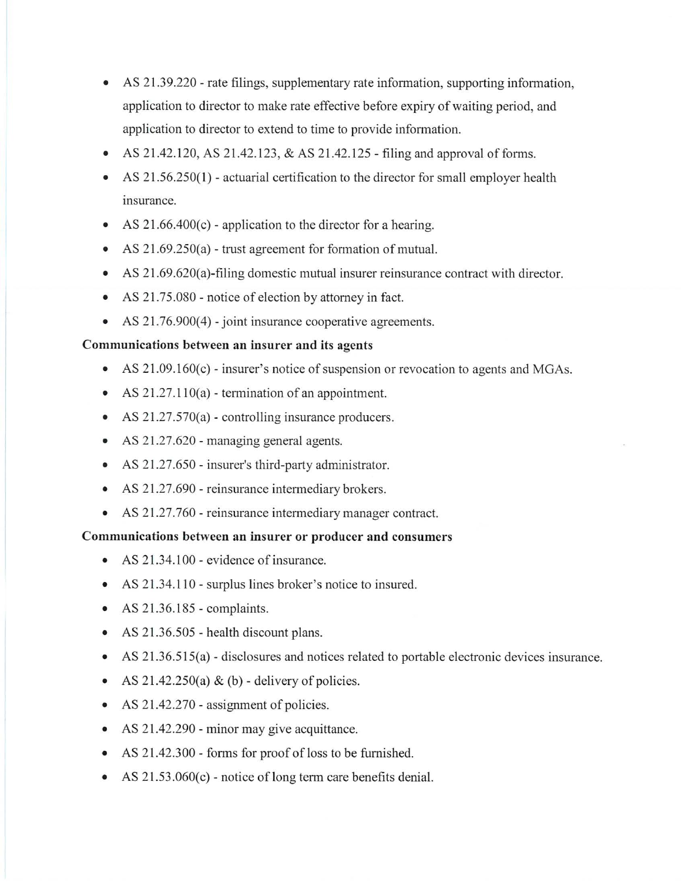- AS 21.39.220 - rate filings, supplementary rate information, supporting information, application to director to make rate effective before expiry of waiting period, and application to director to extend to time to provide information.
- AS 21.42.120, AS 21.42.123, & AS 21.42.125 - filing and approval of forms.
- AS 21.56.250(1) - actuarial certification to the director for small employer health insurance.
- AS 21.66.400(c) - application to the director for a hearing.
- AS 21.69.250(a) - trust agreement for formation of mutual.
- AS 21.69.620(a)-filing domestic mutual insurer reinsurance contract with director.
- AS 21.75.080 - notice of election by attorney in fact.
- AS 21.76.900(4) - joint insurance cooperative agreements.

**Communications between an insurer and its agents**

- AS 21.09.160(c) - insurer's notice of suspension or revocation to agents and MGAs.
- AS 21.27.110(a) - termination of an appointment.
- AS 21.27.570(a) - controlling insurance producers.
- AS 21.27.620 - managing general agents.
- AS 21.27.650 - insurer's third-party administrator.
- AS 21.27.690 - reinsurance intermediary brokers.
- AS 21.27.760 - reinsurance intermediary manager contract.

**Communications between an insurer or producer and consumers**

- AS 21.34.100 - evidence of insurance.
- AS 21.34.110 - surplus lines broker's notice to insured.
- AS 21.36.185 - complaints.
- AS 21.36.505 - health discount plans.
- AS 21.36.515(a) - disclosures and notices related to portable electronic devices insurance.
- AS 21.42.250(a) & (b) - delivery of policies.
- AS 21.42.270 - assignment of policies.
- AS 21.42.290 - minor may give acquittance.
- AS 21.42.300 - forms for proof of loss to be furnished.
- AS 21.53.060(c) - notice of long term care benefits denial.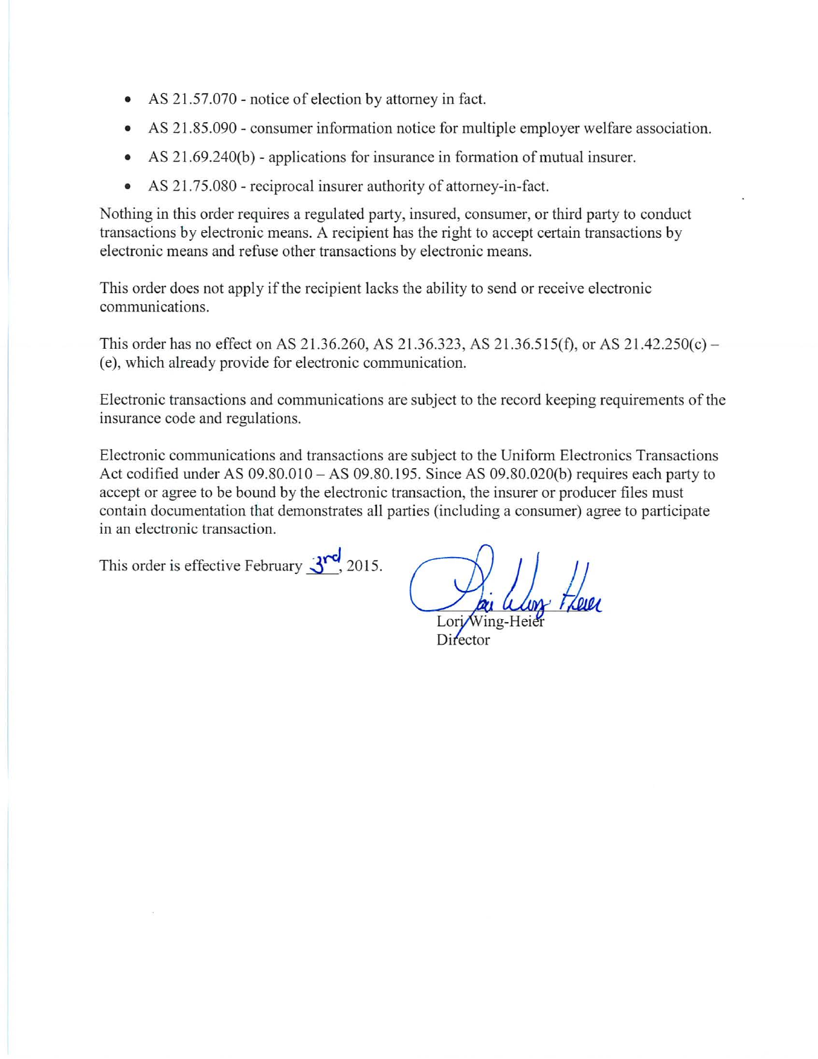- AS 21.57.070 - notice of election by attorney in fact.
- AS 21.85.090 - consumer information notice for multiple employer welfare association.
- AS 21.69.240(b) - applications for insurance in formation of mutual insurer.
- AS 21.75.080 - reciprocal insurer authority of attorney-in-fact.

Nothing in this order requires a regulated party, insured, consumer, or third party to conduct transactions by electronic means. A recipient has the right to accept certain transactions by electronic means and refuse other transactions by electronic means.

This order does not apply if the recipient lacks the ability to send or receive electronic communications.

This order has no effect on AS 21.36.260, AS 21.36.323, AS 21.36.515(f), or AS 21.42.250(c) – (e), which already provide for electronic communication.

Electronic transactions and communications are subject to the record keeping requirements of the insurance code and regulations.

Electronic communications and transactions are subject to the Uniform Electronics Transactions Act codified under AS 09.80.010 – AS 09.80.195. Since AS 09.80.020(b) requires each party to accept or agree to be bound by the electronic transaction, the insurer or producer files must contain documentation that demonstrates all parties (including a consumer) agree to participate in an electronic transaction.

This order is effective February 3rd, 2015.

Lori Wing-Heier
Director